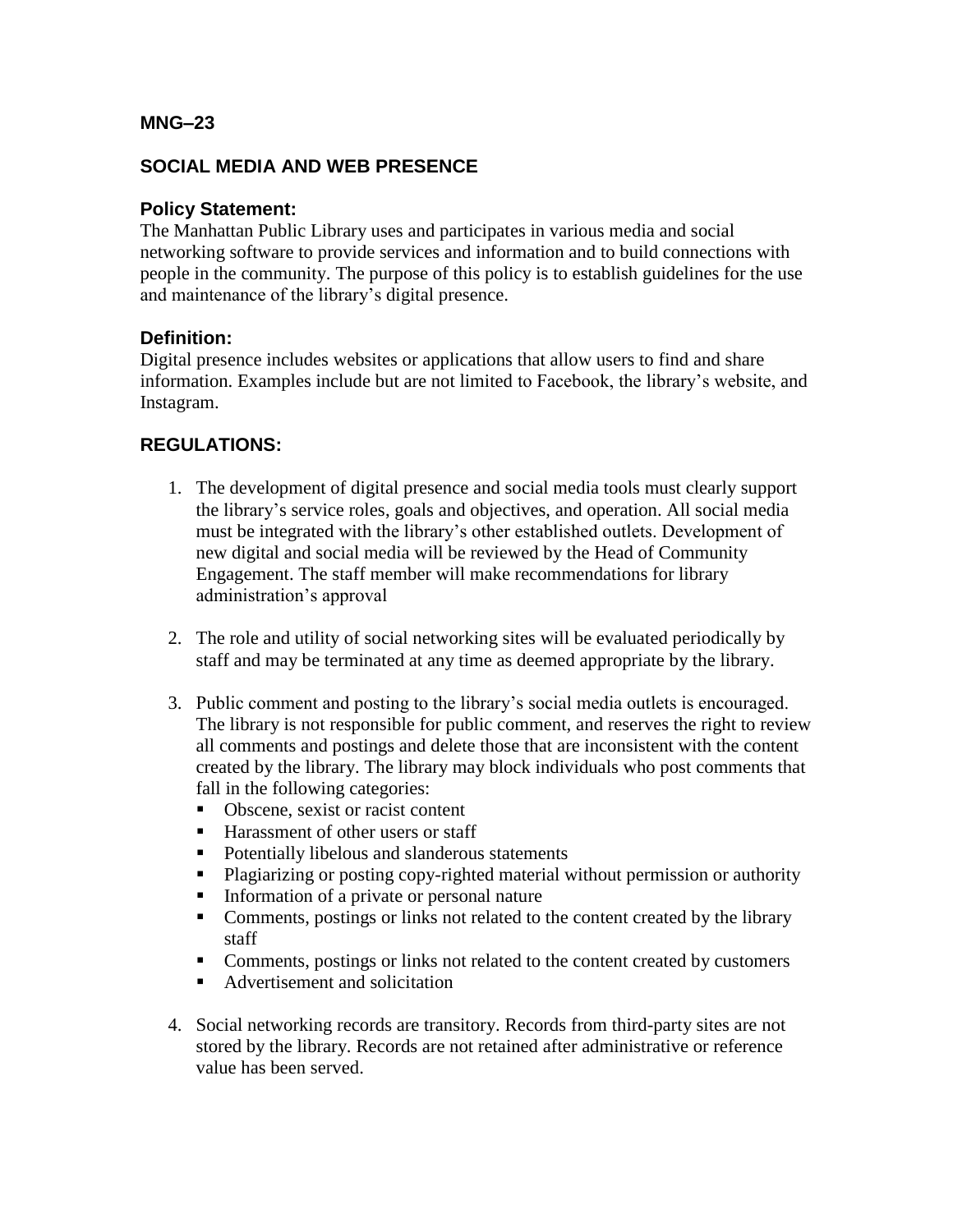# MNG–23

## SOCIAL MEDIA AND WEB PRESENCE

### Policy Statement:

The Manhattan Public Library uses and participates in various media and social networking software to provide services and information and to build connections with people in the community. The purpose of this policy is to establish guidelines for the use and maintenance of the library's digital presence.

### Definition:

Digital presence includes websites or applications that allow users to find and share information. Examples include but are not limited to Facebook, the library's website, and Instagram.

## REGULATIONS:

1. The development of digital presence and social media tools must clearly support the library's service roles, goals and objectives, and operation. All social media must be integrated with the library's other established outlets. Development of new digital and social media will be reviewed by the Head of Community Engagement. The staff member will make recommendations for library administration's approval

2. The role and utility of social networking sites will be evaluated periodically by staff and may be terminated at any time as deemed appropriate by the library.

3. Public comment and posting to the library's social media outlets is encouraged. The library is not responsible for public comment, and reserves the right to review all comments and postings and delete those that are inconsistent with the content created by the library. The library may block individuals who post comments that fall in the following categories:
   - Obscene, sexist or racist content
   - Harassment of other users or staff
   - Potentially libelous and slanderous statements
   - Plagiarizing or posting copy-righted material without permission or authority
   - Information of a private or personal nature
   - Comments, postings or links not related to the content created by the library staff
   - Comments, postings or links not related to the content created by customers
   - Advertisement and solicitation

4. Social networking records are transitory. Records from third-party sites are not stored by the library. Records are not retained after administrative or reference value has been served.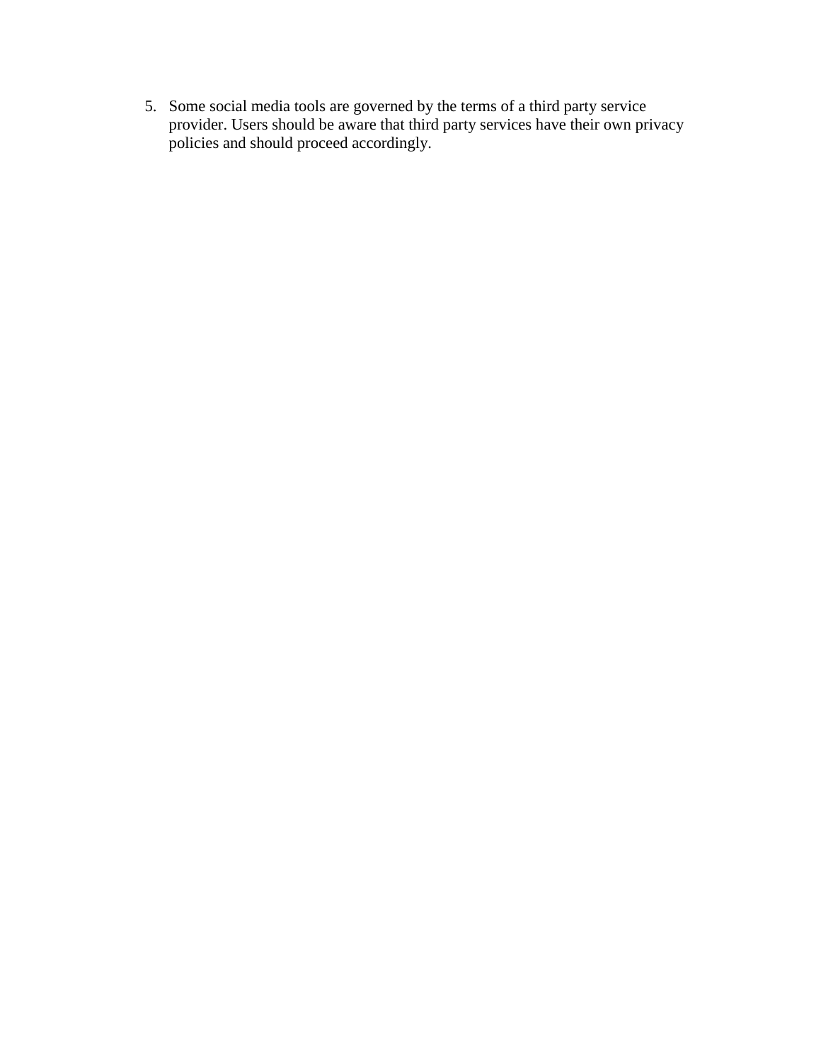5. Some social media tools are governed by the terms of a third party service provider. Users should be aware that third party services have their own privacy policies and should proceed accordingly.